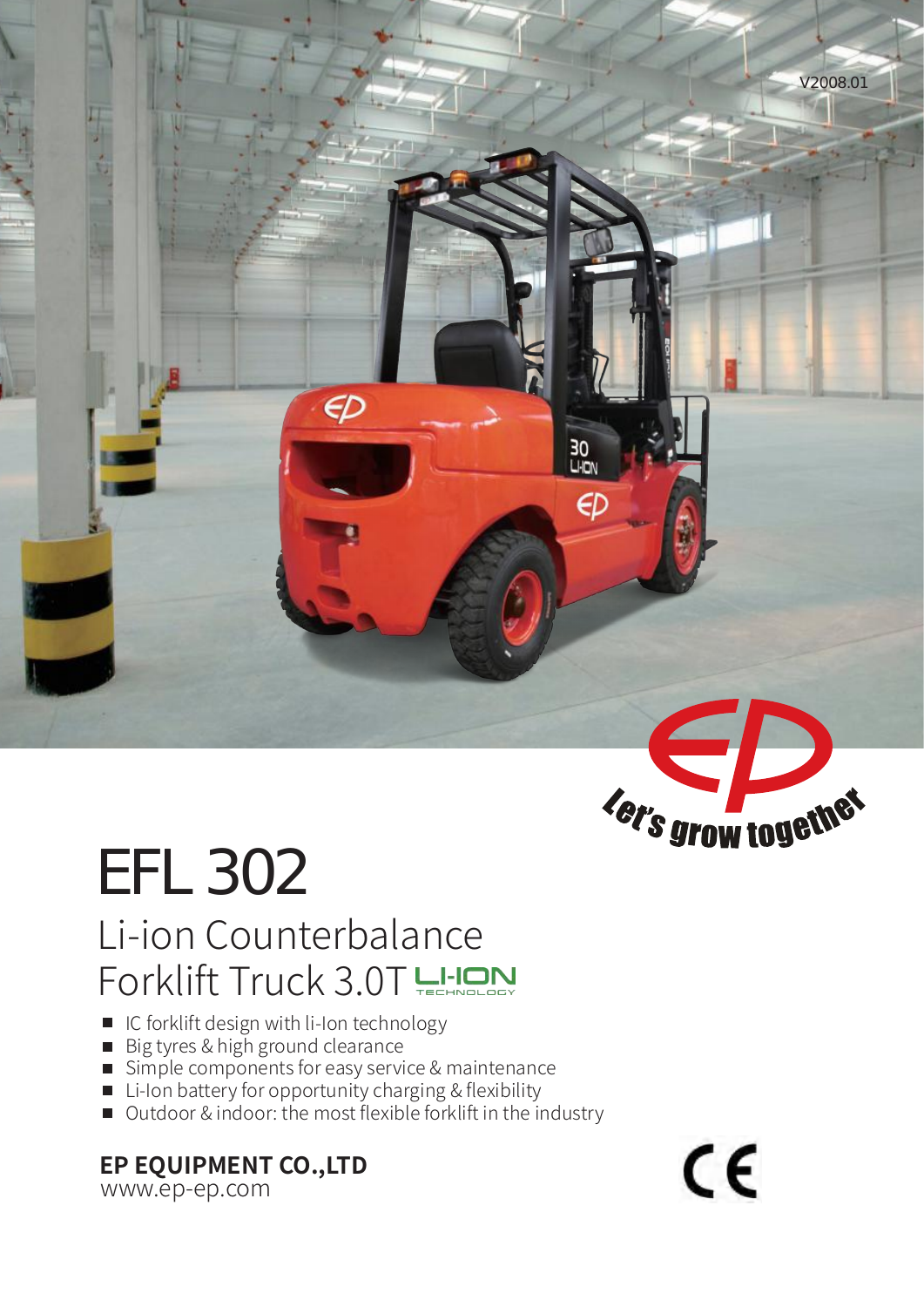V2008.01

# EFL 302

## Li-ion Counterbalance Forklift Truck 3.0T LI-ION TECHNOLOGY

- IC forklift design with li-Ion technology
- Big tyres & high ground clearance
- Simple components for easy service & maintenance
- Li-Ion battery for opportunity charging & flexibility
- Outdoor & indoor: the most flexible forklift in the industry

Let's grow together

**EP EQUIPMENT CO.,LTD**
www.ep-ep.com

CE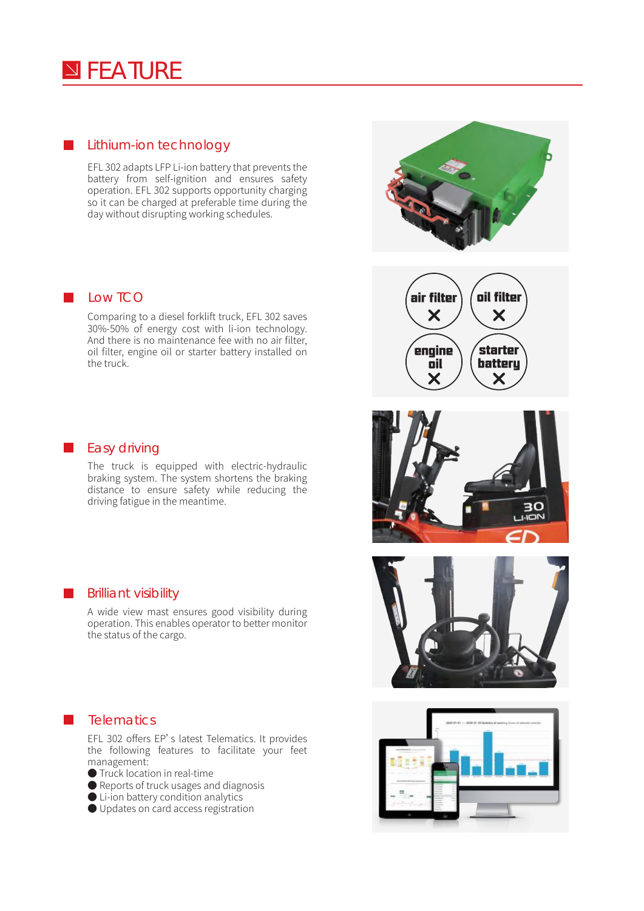# FEATURE

## Lithium-ion technology

EFL 302 adapts LFP Li-ion battery that prevents the battery from self-ignition and ensures safety operation. EFL 302 supports opportunity charging so it can be charged at preferable time during the day without disrupting working schedules.

## Low TCO

Comparing to a diesel forklift truck, EFL 302 saves 30%-50% of energy cost with li-ion technology. And there is no maintenance fee with no air filter, oil filter, engine oil or starter battery installed on the truck.

## Easy driving

The truck is equipped with electric-hydraulic braking system. The system shortens the braking distance to ensure safety while reducing the driving fatigue in the meantime.

## Brilliant visibility

A wide view mast ensures good visibility during operation. This enables operator to better monitor the status of the cargo.

## Telematics

EFL 302 offers EP's latest Telematics. It provides the following features to facilitate your feet management:

- Truck location in real-time
- Reports of truck usages and diagnosis
- Li-ion battery condition analytics
- Updates on card access registration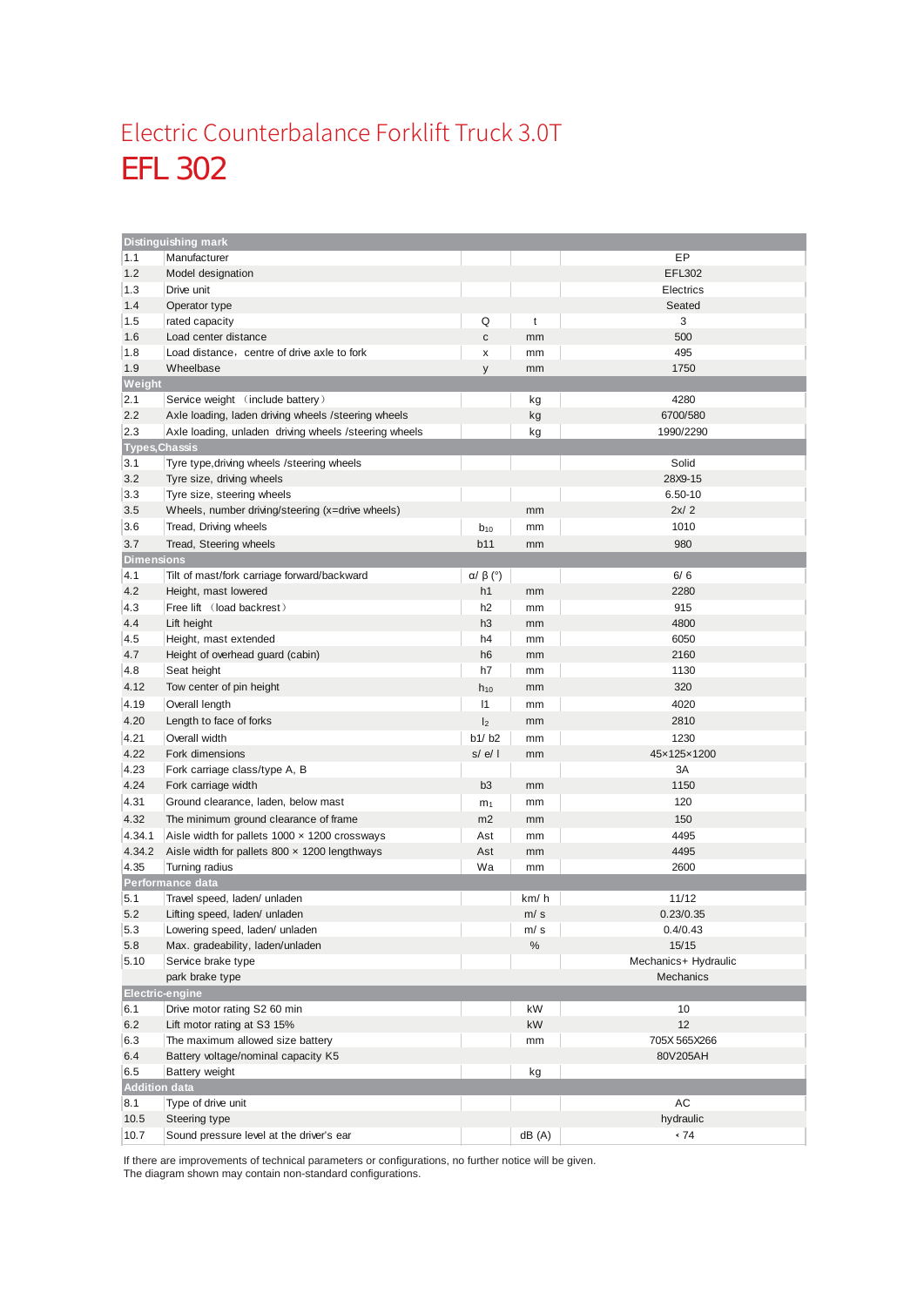# Electric Counterbalance Forklift Truck 3.0T

# EFL 302

| Distinguishing mark | | | | |
|---|---|---|---|---|
| 1.1 | Manufacturer | | | EP |
| 1.2 | Model designation | | | EFL302 |
| 1.3 | Drive unit | | | Electrics |
| 1.4 | Operator type | | | Seated |
| 1.5 | rated capacity | Q | t | 3 |
| 1.6 | Load center distance | c | mm | 500 |
| 1.8 | Load distance，centre of drive axle to fork | x | mm | 495 |
| 1.9 | Wheelbase | y | mm | 1750 |
| **Weight** | | | | |
| 2.1 | Service weight （include battery） | | kg | 4280 |
| 2.2 | Axle loading, laden driving wheels /steering wheels | | kg | 6700/580 |
| 2.3 | Axle loading, unladen driving wheels /steering wheels | | kg | 1990/2290 |
| **Types,Chassis** | | | | |
| 3.1 | Tyre type,driving wheels /steering wheels | | | Solid |
| 3.2 | Tyre size, driving wheels | | | 28X9-15 |
| 3.3 | Tyre size, steering wheels | | | 6.50-10 |
| 3.5 | Wheels, number driving/steering (x=drive wheels) | | mm | 2x/ 2 |
| 3.6 | Tread, Driving wheels | $b_{10}$ | mm | 1010 |
| 3.7 | Tread, Steering wheels | b11 | mm | 980 |
| **Dimensions** | | | | |
| 4.1 | Tilt of mast/fork carriage forward/backward | α/ β (°) | | 6/ 6 |
| 4.2 | Height, mast lowered | h1 | mm | 2280 |
| 4.3 | Free lift （load backrest） | h2 | mm | 915 |
| 4.4 | Lift height | h3 | mm | 4800 |
| 4.5 | Height, mast extended | h4 | mm | 6050 |
| 4.7 | Height of overhead guard (cabin) | h6 | mm | 2160 |
| 4.8 | Seat height | h7 | mm | 1130 |
| 4.12 | Tow center of pin height | $h_{10}$ | mm | 320 |
| 4.19 | Overall length | l1 | mm | 4020 |
| 4.20 | Length to face of forks | $l_2$ | mm | 2810 |
| 4.21 | Overall width | b1/ b2 | mm | 1230 |
| 4.22 | Fork dimensions | s/ e/ l | mm | 45×125×1200 |
| 4.23 | Fork carriage class/type A, B | | | 3A |
| 4.24 | Fork carriage width | b3 | mm | 1150 |
| 4.31 | Ground clearance, laden, below mast | $m_1$ | mm | 120 |
| 4.32 | The minimum ground clearance of frame | m2 | mm | 150 |
| 4.34.1 | Aisle width for pallets 1000 × 1200 crossways | Ast | mm | 4495 |
| 4.34.2 | Aisle width for pallets 800 × 1200 lengthways | Ast | mm | 4495 |
| 4.35 | Turning radius | Wa | mm | 2600 |
| **Performance data** | | | | |
| 5.1 | Travel speed, laden/ unladen | | km/ h | 11/12 |
| 5.2 | Lifting speed, laden/ unladen | | m/ s | 0.23/0.35 |
| 5.3 | Lowering speed, laden/ unladen | | m/ s | 0.4/0.43 |
| 5.8 | Max. gradeability, laden/unladen | | % | 15/15 |
| 5.10 | Service brake type | | | Mechanics+ Hydraulic |
| | park brake type | | | Mechanics |
| **Electric-engine** | | | | |
| 6.1 | Drive motor rating S2 60 min | | kW | 10 |
| 6.2 | Lift motor rating at S3 15% | | kW | 12 |
| 6.3 | The maximum allowed size battery | | mm | 705X 565X266 |
| 6.4 | Battery voltage/nominal capacity K5 | | | 80V205AH |
| 6.5 | Battery weight | | kg | |
| **Addition data** | | | | |
| 8.1 | Type of drive unit | | | AC |
| 10.5 | Steering type | | | hydraulic |
| 10.7 | Sound pressure level at the driver's ear | | dB (A) | ‹ 74 |

If there are improvements of technical parameters or configurations, no further notice will be given.
The diagram shown may contain non-standard configurations.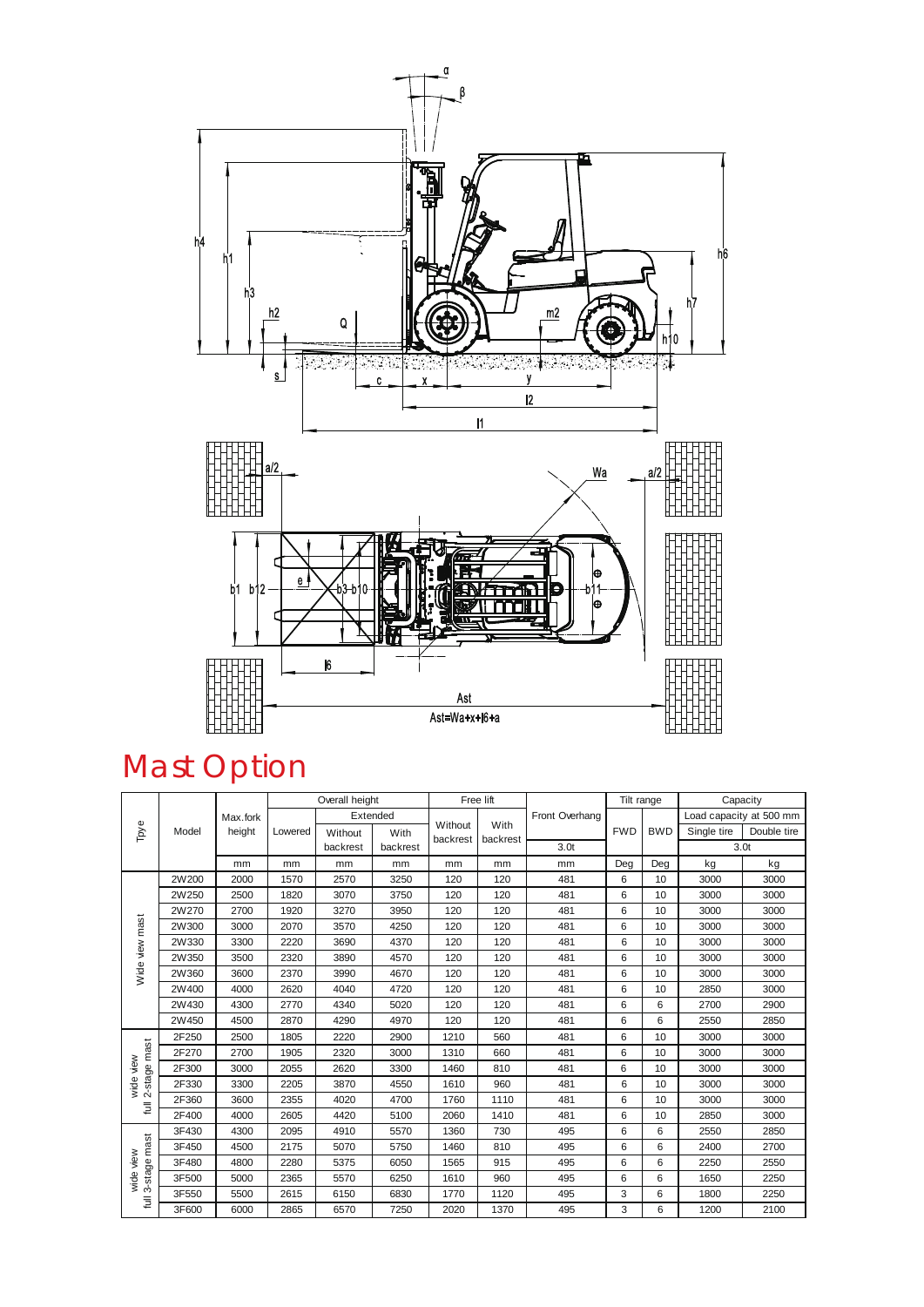# Mast Option

| Tpye | Model | Max.fork height | Overall height | | | Free lift | | Front Overhang | Tilt range | | Capacity | |
|---|---|---|---|---|---|---|---|---|---|---|---|---|
| | | | Lowered | Extended | | Without backrest | With backrest | | FWD | BWD | Load capacity at 500 mm | |
| | | | | Without backrest | With backrest | | | 3.0t | | | Single tire | Double tire |
| | | | | | | | | | | | 3.0t | |
| | | mm | mm | mm | mm | mm | mm | mm | Deg | Deg | kg | kg |
| Wide view mast | 2W200 | 2000 | 1570 | 2570 | 3250 | 120 | 120 | 481 | 6 | 10 | 3000 | 3000 |
| | 2W250 | 2500 | 1820 | 3070 | 3750 | 120 | 120 | 481 | 6 | 10 | 3000 | 3000 |
| | 2W270 | 2700 | 1920 | 3270 | 3950 | 120 | 120 | 481 | 6 | 10 | 3000 | 3000 |
| | 2W300 | 3000 | 2070 | 3570 | 4250 | 120 | 120 | 481 | 6 | 10 | 3000 | 3000 |
| | 2W330 | 3300 | 2220 | 3690 | 4370 | 120 | 120 | 481 | 6 | 10 | 3000 | 3000 |
| | 2W350 | 3500 | 2320 | 3890 | 4570 | 120 | 120 | 481 | 6 | 10 | 3000 | 3000 |
| | 2W360 | 3600 | 2370 | 3990 | 4670 | 120 | 120 | 481 | 6 | 10 | 3000 | 3000 |
| | 2W400 | 4000 | 2620 | 4040 | 4720 | 120 | 120 | 481 | 6 | 10 | 2850 | 3000 |
| | 2W430 | 4300 | 2770 | 4340 | 5020 | 120 | 120 | 481 | 6 | 6 | 2700 | 2900 |
| | 2W450 | 4500 | 2870 | 4290 | 4970 | 120 | 120 | 481 | 6 | 6 | 2550 | 2850 |
| wide view full 2-stage mast | 2F250 | 2500 | 1805 | 2220 | 2900 | 1210 | 560 | 481 | 6 | 10 | 3000 | 3000 |
| | 2F270 | 2700 | 1905 | 2320 | 3000 | 1310 | 660 | 481 | 6 | 10 | 3000 | 3000 |
| | 2F300 | 3000 | 2055 | 2620 | 3300 | 1460 | 810 | 481 | 6 | 10 | 3000 | 3000 |
| | 2F330 | 3300 | 2205 | 3870 | 4550 | 1610 | 960 | 481 | 6 | 10 | 3000 | 3000 |
| | 2F360 | 3600 | 2355 | 4020 | 4700 | 1760 | 1110 | 481 | 6 | 10 | 3000 | 3000 |
| | 2F400 | 4000 | 2605 | 4420 | 5100 | 2060 | 1410 | 481 | 6 | 10 | 2850 | 3000 |
| wide view full 3-stage mast | 3F430 | 4300 | 2095 | 4910 | 5570 | 1360 | 730 | 495 | 6 | 6 | 2550 | 2850 |
| | 3F450 | 4500 | 2175 | 5070 | 5750 | 1460 | 810 | 495 | 6 | 6 | 2400 | 2700 |
| | 3F480 | 4800 | 2280 | 5375 | 6050 | 1565 | 915 | 495 | 6 | 6 | 2250 | 2550 |
| | 3F500 | 5000 | 2365 | 5570 | 6250 | 1610 | 960 | 495 | 6 | 6 | 1650 | 2250 |
| | 3F550 | 5500 | 2615 | 6150 | 6830 | 1770 | 1120 | 495 | 3 | 6 | 1800 | 2250 |
| | 3F600 | 6000 | 2865 | 6570 | 7250 | 2020 | 1370 | 495 | 3 | 6 | 1200 | 2100 |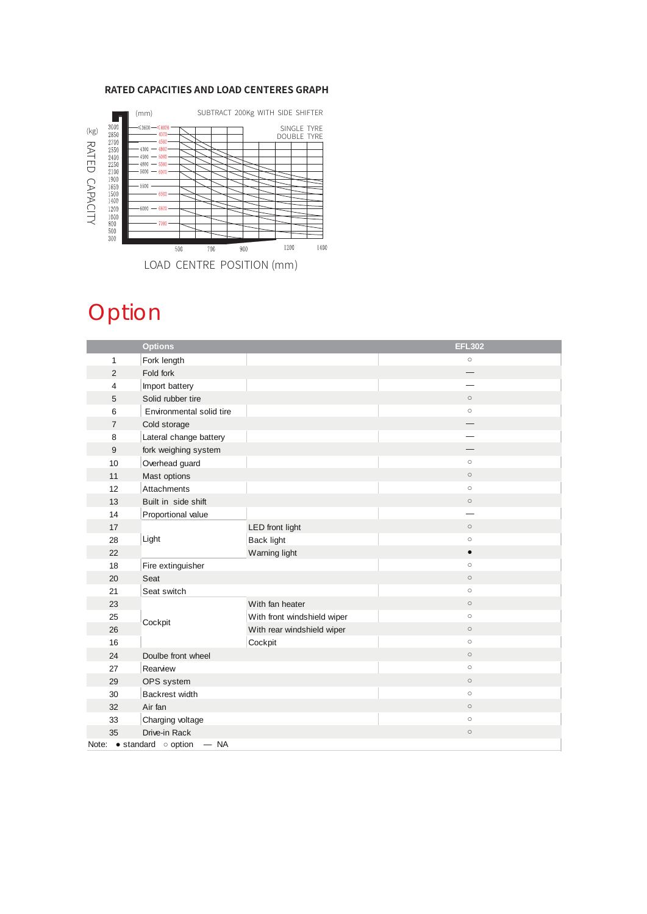### RATED CAPACITIES AND LOAD CENTERES GRAPH

(mm)

SUBTRACT 200Kg WITH SIDE SHIFTER

SINGLE TYRE
DOUBLE TYRE

(kg)

RATED CAPACITY

3000
2850
2700
2550
2400
2250
2100
1900
1650
1500
1400
1200
1000
800
500
300

≤3600 — ≤4000
4250
4500
4300 — 4800
4500 — 5000
4800 — 5500
5000 — 6000
5500
6500
6000 — 6800
7000

500 700 900 1200 1400

LOAD CENTRE POSITION (mm)

# Option

| | Options | | EFL302 |
|---|---|---|---|
| 1 | Fork length | | ○ |
| 2 | Fold fork | | — |
| 4 | Import battery | | — |
| 5 | Solid rubber tire | | ○ |
| 6 | Environmental solid tire | | ○ |
| 7 | Cold storage | | — |
| 8 | Lateral change battery | | — |
| 9 | fork weighing system | | — |
| 10 | Overhead guard | | ○ |
| 11 | Mast options | | ○ |
| 12 | Attachments | | ○ |
| 13 | Built in side shift | | ○ |
| 14 | Proportional value | | — |
| 17 | Light | LED front light | ○ |
| 28 | | Back light | ○ |
| 22 | | Warning light | ● |
| 18 | Fire extinguisher | | ○ |
| 20 | Seat | | ○ |
| 21 | Seat switch | | ○ |
| 23 | Cockpit | With fan heater | ○ |
| 25 | | With front windshield wiper | ○ |
| 26 | | With rear windshield wiper | ○ |
| 16 | | Cockpit | ○ |
| 24 | Doulbe front wheel | | ○ |
| 27 | Rearview | | ○ |
| 29 | OPS system | | ○ |
| 30 | Backrest width | | ○ |
| 32 | Air fan | | ○ |
| 33 | Charging voltage | | ○ |
| 35 | Drive-in Rack | | ○ |

Note: ● standard ○ option — NA